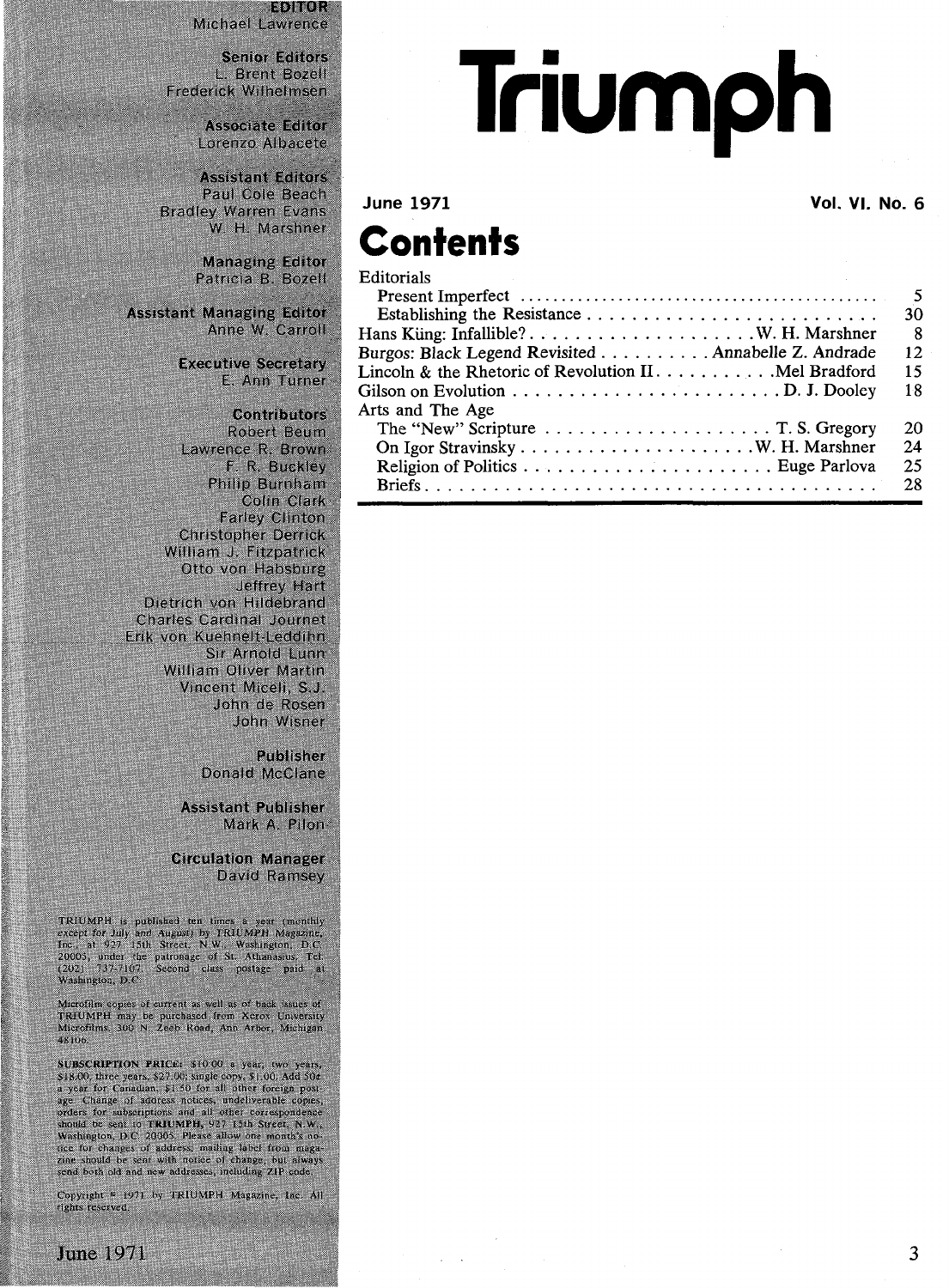**EDITOR**
Michael Lawrence

**Senior Editors**
L. Brent Bozell
Frederick Wilhelmsen

**Associate Editor**
Lorenzo Albacete

**Assistant Editors**
Paul Cole Beach
Bradley Warren Evans
W. H. Marshner

**Managing Editor**
Patricia B. Bozell

**Assistant Managing Editor**
Anne W. Carroll

**Executive Secretary**
E. Ann Turner

**Contributors**
Robert Beum
Lawrence R. Brown
F. R. Buckley
Philip Burnham
Colin Clark
Farley Clinton
Christopher Derrick
William J. Fitzpatrick
Otto von Habsburg
Jeffrey Hart
Dietrich von Hildebrand
Charles Cardinal Journet
Erik von Kuehnelt-Leddihn
Sir Arnold Lunn
William Oliver Martin
Vincent Miceli, S.J.
John de Rosen
John Wisner

**Publisher**
Donald McClane

**Assistant Publisher**
Mark A. Pilon

**Circulation Manager**
David Ramsey

TRIUMPH is published ten times a year (monthly except for July and August) by TRIUMPH Magazine, Inc., at 927 15th Street, N.W., Washington, D.C. 20005, under the patronage of St. Athanasius. Tel. (202) 737-7107. Second class postage paid at Washington, D.C.

Microfilm copies of current as well as of back issues of TRIUMPH may be purchased from Xerox University Microfilms, 300 N. Zeeb Road, Ann Arbor, Michigan 48106.

SUBSCRIPTION PRICE: $10.00 a year; two years, $18.00; three years, $27.00; single copy, $1.00. Add 50¢ a year for Canadian, $1.50 for all other foreign postage. Change of address notices, undeliverable copies, orders for subscriptions and all other correspondence should be sent to TRIUMPH, 927 15th Street, N.W., Washington, D.C. 20005. Please allow one month's notice for changes of address; mailing label from magazine should be sent with notice of change, but always send both old and new addresses, including ZIP code.

Copyright © 1971 by TRIUMPH Magazine, Inc. All rights reserved.

# Triumph

**June 1971** **Vol. VI. No. 6**

## Contents

| | | |
|---|---|---|
| Editorials | | |
| Present Imperfect | | 5 |
| Establishing the Resistance | | 30 |
| Hans Küng: Infallible? | W. H. Marshner | 8 |
| Burgos: Black Legend Revisited | Annabelle Z. Andrade | 12 |
| Lincoln & the Rhetoric of Revolution II | Mel Bradford | 15 |
| Gilson on Evolution | D. J. Dooley | 18 |
| Arts and The Age | | |
| The "New" Scripture | T. S. Gregory | 20 |
| On Igor Stravinsky | W. H. Marshner | 24 |
| Religion of Politics | Euge Parlova | 25 |
| Briefs | | 28 |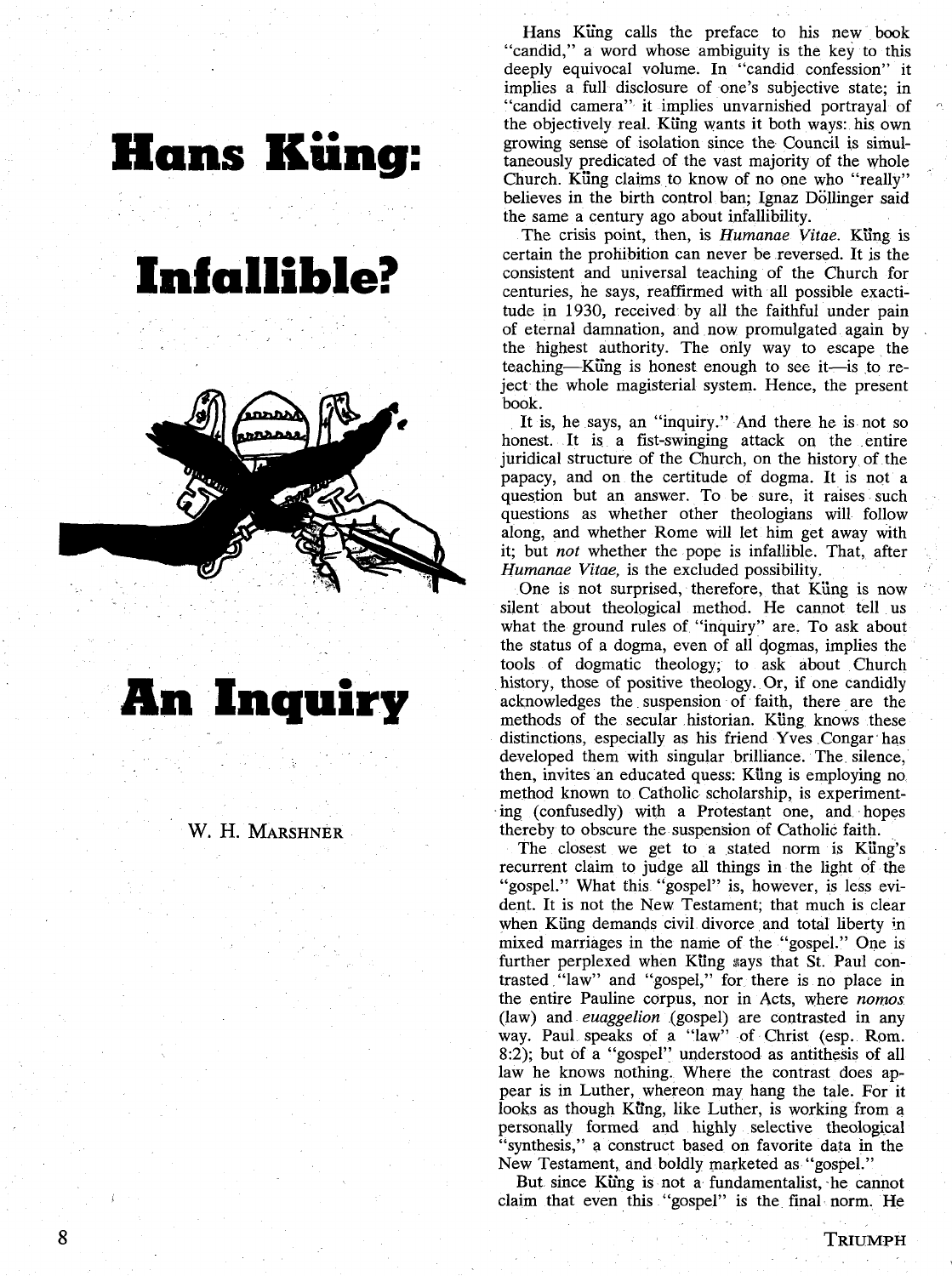# Hans Küng: Infallible? An Inquiry

W. H. MARSHNER

Hans Küng calls the preface to his new book "candid," a word whose ambiguity is the key to this deeply equivocal volume. In "candid confession" it implies a full disclosure of one's subjective state; in "candid camera" it implies unvarnished portrayal of the objectively real. Küng wants it both ways: his own growing sense of isolation since the Council is simultaneously predicated of the vast majority of the whole Church. Küng claims to know of no one who "really" believes in the birth control ban; Ignaz Döllinger said the same a century ago about infallibility.

The crisis point, then, is *Humanae Vitae.* Küng is certain the prohibition can never be reversed. It is the consistent and universal teaching of the Church for centuries, he says, reaffirmed with all possible exactitude in 1930, received by all the faithful under pain of eternal damnation, and now promulgated again by the highest authority. The only way to escape the teaching—Küng is honest enough to see it—is to reject the whole magisterial system. Hence, the present book.

It is, he says, an "inquiry." And there he is not so honest. It is a fist-swinging attack on the entire juridical structure of the Church, on the history of the papacy, and on the certitude of dogma. It is not a question but an answer. To be sure, it raises such questions as whether other theologians will follow along, and whether Rome will let him get away with it; but *not* whether the pope is infallible. That, after *Humanae Vitae,* is the excluded possibility.

One is not surprised, therefore, that Küng is now silent about theological method. He cannot tell us what the ground rules of "inquiry" are. To ask about the status of a dogma, even of all dogmas, implies the tools of dogmatic theology; to ask about Church history, those of positive theology. Or, if one candidly acknowledges the suspension of faith, there are the methods of the secular historian. Küng knows these distinctions, especially as his friend Yves Congar has developed them with singular brilliance. The silence, then, invites an educated quess: Küng is employing no method known to Catholic scholarship, is experimenting (confusedly) with a Protestant one, and hopes thereby to obscure the suspension of Catholic faith.

The closest we get to a stated norm is Küng's recurrent claim to judge all things in the light of the "gospel." What this "gospel" is, however, is less evident. It is not the New Testament; that much is clear when Küng demands civil divorce and total liberty in mixed marriages in the name of the "gospel." One is further perplexed when Küng says that St. Paul contrasted "law" and "gospel," for there is no place in the entire Pauline corpus, nor in Acts, where *nomos* (law) and *euaggelion* (gospel) are contrasted in any way. Paul speaks of a "law" of Christ (esp. Rom. 8:2); but of a "gospel" understood as antithesis of all law he knows nothing. Where the contrast does appear is in Luther, whereon may hang the tale. For it looks as though Küng, like Luther, is working from a personally formed and highly selective theological "synthesis," a construct based on favorite data in the New Testament, and boldly marketed as "gospel."

But since Küng is not a fundamentalist, he cannot claim that even this "gospel" is the final norm. He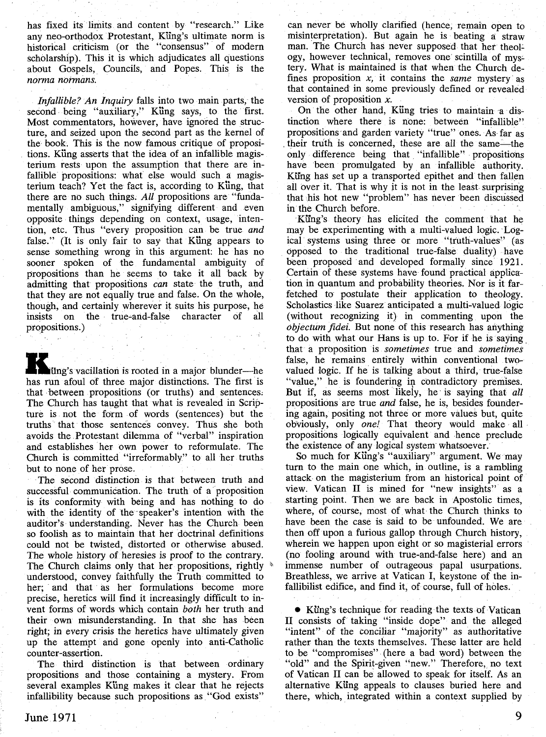has fixed its limits and content by "research." Like any neo-orthodox Protestant, Küng's ultimate norm is historical criticism (or the "consensus" of modern scholarship). This it is which adjudicates all questions about Gospels, Councils, and Popes. This is the *norma normans.*

*Infallible? An Inquiry* falls into two main parts, the second being "auxiliary," Küng says, to the first. Most commentators, however, have ignored the structure, and seized upon the second part as the kernel of the book. This is the now famous critique of propositions. Küng asserts that the idea of an infallible magisterium rests upon the assumption that there are infallible propositions: what else would such a magisterium teach? Yet the fact is, according to Küng, that there are no such things. *All* propositions are "fundamentally ambiguous," signifying different and even opposite things depending on context, usage, intention, etc. Thus "every proposition can be true *and* false." (It is only fair to say that Küng appears to sense something wrong in this argument: he has no sooner spoken of the fundamental ambiguity of propositions than he seems to take it all back by admitting that propositions *can* state the truth, and that they are not equally true and false. On the whole, though, and certainly wherever it suits his purpose, he insists on the true-and-false character of all propositions.)

Küng's vacillation is rooted in a major blunder—he has run afoul of three major distinctions. The first is that between propositions (or truths) and sentences. The Church has taught that what is revealed in Scripture is not the form of words (sentences) but the truths that those sentences convey. Thus she both avoids the Protestant dilemma of "verbal" inspiration and establishes her own power to reformulate. The Church is committed "irreformably" to all her truths but to none of her prose.

The second distinction is that between truth and successful communication. The truth of a proposition is its conformity with being and has nothing to do with the identity of the speaker's intention with the auditor's understanding. Never has the Church been so foolish as to maintain that her doctrinal definitions could not be twisted, distorted or otherwise abused. The whole history of heresies is proof to the contrary. The Church claims only that her propositions, rightly understood, convey faithfully the Truth committed to her; and that as her formulations become more precise, heretics will find it increasingly difficult to invent forms of words which contain *both* her truth and their own misunderstanding. In that she has been right; in every crisis the heretics have ultimately given up the attempt and gone openly into anti-Catholic counter-assertion.

The third distinction is that between ordinary propositions and those containing a mystery. From several examples Küng makes it clear that he rejects infallibility because such propositions as "God exists" can never be wholly clarified (hence, remain open to misinterpretation). But again he is beating a straw man. The Church has never supposed that her theology, however technical, removes one scintilla of mystery. What is maintained is that when the Church defines proposition *x*, it contains the *same* mystery as that contained in some previously defined or revealed version of proposition *x*.

On the other hand, Küng tries to maintain a distinction where there is none: between "infallible" propositions and garden variety "true" ones. As far as their truth is concerned, these are all the same—the only difference being that "infallible" propositions have been promulgated by an infallible authority. Küng has set up a transported epithet and then fallen all over it. That is why it is not in the least surprising that his hot new "problem" has never been discussed in the Church before.

Küng's theory has elicited the comment that he may be experimenting with a multi-valued logic. Logical systems using three or more "truth-values" (as opposed to the traditional true-false duality) have been proposed and developed formally since 1921. Certain of these systems have found practical application in quantum and probability theories. Nor is it far-fetched to postulate their application to theology. Scholastics like Suarez anticipated a multi-valued logic (without recognizing it) in commenting upon the *objectum fidei*. But none of this research has anything to do with what our Hans is up to. For if he is saying that a proposition is *sometimes* true and *sometimes* false, he remains entirely within conventional two-valued logic. If he is talking about a third, true-false "value," he is foundering in contradictory premises. But if, as seems most likely, he is saying that *all* propositions are true *and* false, he is, besides foundering again, positing not three or more values but, quite obviously, only *one!* That theory would make all propositions logically equivalent and hence preclude the existence of any logical system whatsoever.

So much for Küng's "auxiliary" argument. We may turn to the main one which, in outline, is a rambling attack on the magisterium from an historical point of view. Vatican II is mined for "new insights" as a starting point. Then we are back in Apostolic times, where, of course, most of what the Church thinks to have been the case is said to be unfounded. We are then off upon a furious gallop through Church history, wherein we happen upon eight or so magisterial errors (no fooling around with true-and-false here) and an immense number of outrageous papal usurpations. Breathless, we arrive at Vatican I, keystone of the infallibilist edifice, and find it, of course, full of holes.

- Küng's technique for reading the texts of Vatican II consists of taking "inside dope" and the alleged "intent" of the conciliar "majority" as authoritative rather than the texts themselves. These latter are held to be "compromises" (here a bad word) between the "old" and the Spirit-given "new." Therefore, no text of Vatican II can be allowed to speak for itself. As an alternative Küng appeals to clauses buried here and there, which, integrated within a context supplied by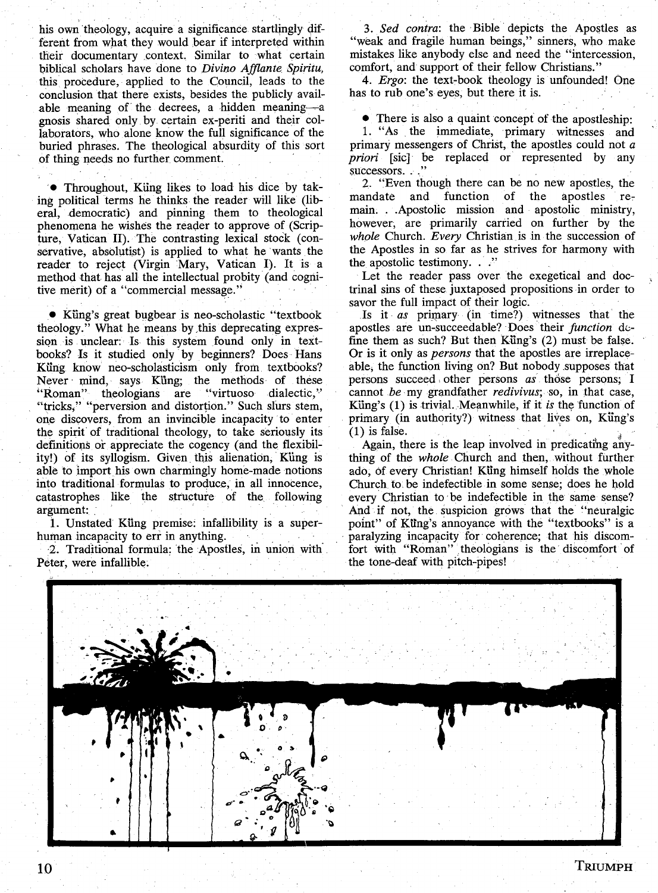his own theology, acquire a significance startlingly different from what they would bear if interpreted within their documentary context. Similar to what certain biblical scholars have done to *Divino Afflante Spiritu*, this procedure, applied to the Council, leads to the conclusion that there exists, besides the publicly available meaning of the decrees, a hidden meaning—a gnosis shared only by certain ex-periti and their collaborators, who alone know the full significance of the buried phrases. The theological absurdity of this sort of thing needs no further comment.

• Throughout, Küng likes to load his dice by taking political terms he thinks the reader will like (liberal, democratic) and pinning them to theological phenomena he wishes the reader to approve of (Scripture, Vatican II). The contrasting lexical stock (conservative, absolutist) is applied to what he wants the reader to reject (Virgin Mary, Vatican I). It is a method that has all the intellectual probity (and cognitive merit) of a "commercial message."

• Küng's great bugbear is neo-scholastic "textbook theology." What he means by this deprecating expression is unclear: Is this system found only in textbooks? Is it studied only by beginners? Does Hans Küng know neo-scholasticism only from textbooks? Never mind, says Küng; the methods of these "Roman" theologians are "virtuoso dialectic," "tricks," "perversion and distortion." Such slurs stem, one discovers, from an invincible incapacity to enter the spirit of traditional theology, to take seriously its definitions or appreciate the cogency (and the flexibility!) of its syllogism. Given this alienation, Küng is able to import his own charmingly home-made notions into traditional formulas to produce, in all innocence, catastrophes like the structure of the following argument:

1. Unstated Küng premise: infallibility is a superhuman incapacity to err in anything.

2. Traditional formula: the Apostles, in union with Peter, were infallible.

3. *Sed contra*: the Bible depicts the Apostles as "weak and fragile human beings," sinners, who make mistakes like anybody else and need the "intercession, comfort, and support of their fellow Christians."

4. *Ergo*: the text-book theology is unfounded! One has to rub one's eyes, but there it is.

• There is also a quaint concept of the apostleship:

1. "As the immediate, primary witnesses and primary messengers of Christ, the apostles could not *a priori* [sic] be replaced or represented by any successors. . ."

2. "Even though there can be no new apostles, the mandate and function of the apostles remain. . .Apostolic mission and apostolic ministry, however, are primarily carried on further by the *whole* Church. *Every* Christian is in the succession of the Apostles in so far as he strives for harmony with the apostolic testimony. . ."

Let the reader pass over the exegetical and doctrinal sins of these juxtaposed propositions in order to savor the full impact of their logic.

Is it *as* primary (in time?) witnesses that the apostles are un-succeedable? Does their *function* define them as such? But then Küng's (2) must be false. Or is it only as *persons* that the apostles are irreplaceable, the function living on? But nobody supposes that persons succeed other persons *as* those persons; I cannot *be* my grandfather *redivivus*; so, in that case, Küng's (1) is trivial. Meanwhile, if it *is* the function of primary (in authority?) witness that lives on, Küng's (1) is false.

Again, there is the leap involved in predicating anything of the *whole* Church and then, without further ado, of every Christian! Küng himself holds the whole Church to be indefectible in some sense; does he hold every Christian to be indefectible in the same sense? And if not, the suspicion grows that the "neuralgic point" of Küng's annoyance with the "textbooks" is a paralyzing incapacity for coherence; that his discomfort with "Roman" theologians is the discomfort of the tone-deaf with pitch-pipes!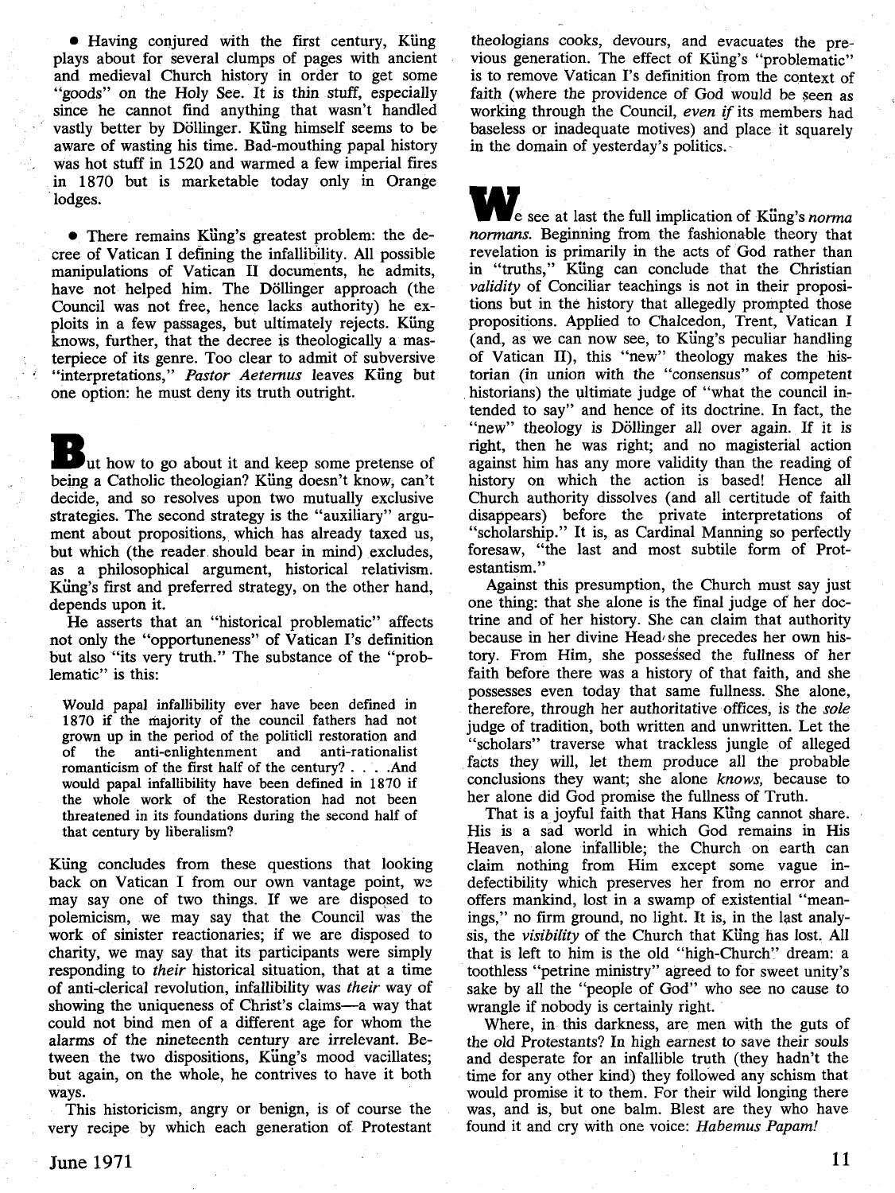• Having conjured with the first century, Küng plays about for several clumps of pages with ancient and medieval Church history in order to get some "goods" on the Holy See. It is thin stuff, especially since he cannot find anything that wasn't handled vastly better by Döllinger. Küng himself seems to be aware of wasting his time. Bad-mouthing papal history was hot stuff in 1520 and warmed a few imperial fires in 1870 but is marketable today only in Orange lodges.

• There remains Küng's greatest problem: the decree of Vatican I defining the infallibility. All possible manipulations of Vatican II documents, he admits, have not helped him. The Döllinger approach (the Council was not free, hence lacks authority) he exploits in a few passages, but ultimately rejects. Küng knows, further, that the decree is theologically a masterpiece of its genre. Too clear to admit of subversive "interpretations," *Pastor Aeternus* leaves Küng but one option: he must deny its truth outright.

But how to go about it and keep some pretense of being a Catholic theologian? Küng doesn't know, can't decide, and so resolves upon two mutually exclusive strategies. The second strategy is the "auxiliary" argument about propositions, which has already taxed us, but which (the reader should bear in mind) excludes, as a philosophical argument, historical relativism. Küng's first and preferred strategy, on the other hand, depends upon it.

He asserts that an "historical problematic" affects not only the "opportuneness" of Vatican I's definition but also "its very truth." The substance of the "problematic" is this:

> Would papal infallibility ever have been defined in 1870 if the majority of the council fathers had not grown up in the period of the politicl restoration and of the anti-enlightenment and anti-rationalist romanticism of the first half of the century? . . . .And would papal infallibility have been defined in 1870 if the whole work of the Restoration had not been threatened in its foundations during the second half of that century by liberalism?

Küng concludes from these questions that looking back on Vatican I from our own vantage point, we may say one of two things. If we are disposed to polemicism, we may say that the Council was the work of sinister reactionaries; if we are disposed to charity, we may say that its participants were simply responding to *their* historical situation, that at a time of anti-clerical revolution, infallibility was *their* way of showing the uniqueness of Christ's claims—a way that could not bind men of a different age for whom the alarms of the nineteenth century are irrelevant. Between the two dispositions, Küng's mood vacillates; but again, on the whole, he contrives to have it both ways.

This historicism, angry or benign, is of course the very recipe by which each generation of Protestant theologians cooks, devours, and evacuates the previous generation. The effect of Küng's "problematic" is to remove Vatican I's definition from the context of faith (where the providence of God would be seen as working through the Council, *even if* its members had baseless or inadequate motives) and place it squarely in the domain of yesterday's politics.

We see at last the full implication of Küng's *norma normans.* Beginning from the fashionable theory that revelation is primarily in the acts of God rather than in "truths," Küng can conclude that the Christian *validity* of Conciliar teachings is not in their propositions but in the history that allegedly prompted those propositions. Applied to Chalcedon, Trent, Vatican I (and, as we can now see, to Küng's peculiar handling of Vatican II), this "new" theology makes the historian (in union with the "consensus" of competent historians) the ultimate judge of "what the council intended to say" and hence of its doctrine. In fact, the "new" theology is Döllinger all over again. If it is right, then he was right; and no magisterial action against him has any more validity than the reading of history on which the action is based! Hence all Church authority dissolves (and all certitude of faith disappears) before the private interpretations of "scholarship." It is, as Cardinal Manning so perfectly foresaw, "the last and most subtile form of Protestantism."

Against this presumption, the Church must say just one thing: that she alone is the final judge of her doctrine and of her history. She can claim that authority because in her divine Head she precedes her own history. From Him, she possessed the fullness of her faith before there was a history of that faith, and she possesses even today that same fullness. She alone, therefore, through her authoritative offices, is the *sole* judge of tradition, both written and unwritten. Let the "scholars" traverse what trackless jungle of alleged facts they will, let them produce all the probable conclusions they want; she alone *knows,* because to her alone did God promise the fullness of Truth.

That is a joyful faith that Hans Küng cannot share. His is a sad world in which God remains in His Heaven, alone infallible; the Church on earth can claim nothing from Him except some vague indefectibility which preserves her from no error and offers mankind, lost in a swamp of existential "meanings," no firm ground, no light. It is, in the last analysis, the *visibility* of the Church that Küng has lost. All that is left to him is the old "high-Church" dream: a toothless "petrine ministry" agreed to for sweet unity's sake by all the "people of God" who see no cause to wrangle if nobody is certainly right.

Where, in this darkness, are men with the guts of the old Protestants? In high earnest to save their souls and desperate for an infallible truth (they hadn't the time for any other kind) they followed any schism that would promise it to them. For their wild longing there was, and is, but one balm. Blest are they who have found it and cry with one voice: *Habemus Papam!*